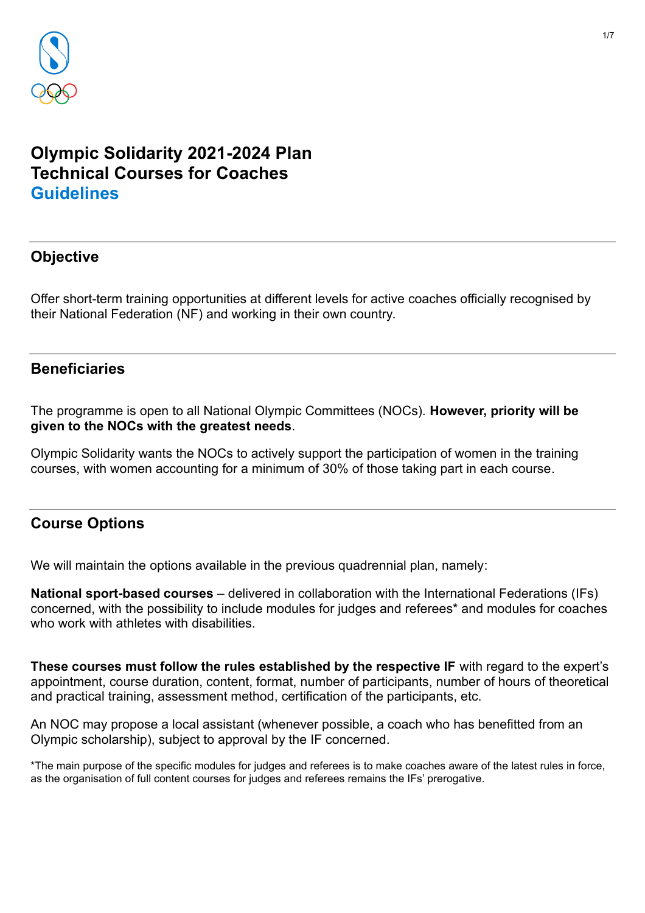# Olympic Solidarity 2021-2024 Plan
# Technical Courses for Coaches
# Guidelines

## Objective

Offer short-term training opportunities at different levels for active coaches officially recognised by their National Federation (NF) and working in their own country.

## Beneficiaries

The programme is open to all National Olympic Committees (NOCs). **However, priority will be given to the NOCs with the greatest needs**.

Olympic Solidarity wants the NOCs to actively support the participation of women in the training courses, with women accounting for a minimum of 30% of those taking part in each course.

## Course Options

We will maintain the options available in the previous quadrennial plan, namely:

**National sport-based courses** – delivered in collaboration with the International Federations (IFs) concerned, with the possibility to include modules for judges and referees* and modules for coaches who work with athletes with disabilities.

**These courses must follow the rules established by the respective IF** with regard to the expert's appointment, course duration, content, format, number of participants, number of hours of theoretical and practical training, assessment method, certification of the participants, etc.

An NOC may propose a local assistant (whenever possible, a coach who has benefitted from an Olympic scholarship), subject to approval by the IF concerned.

*The main purpose of the specific modules for judges and referees is to make coaches aware of the latest rules in force, as the organisation of full content courses for judges and referees remains the IFs' prerogative.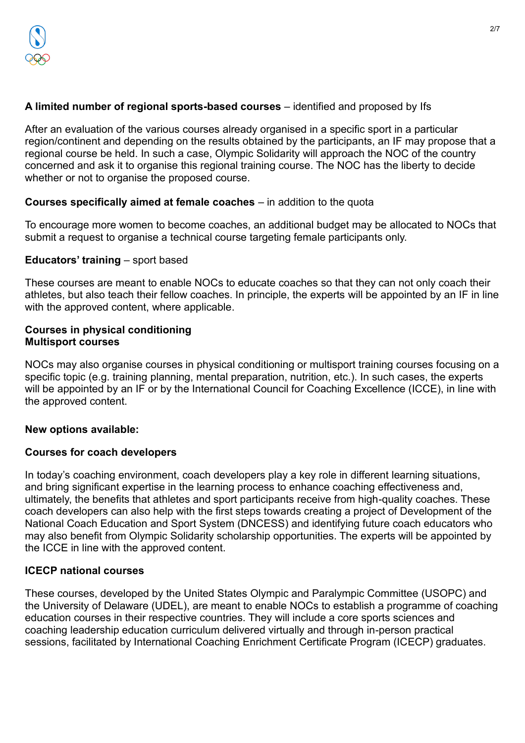**A limited number of regional sports-based courses** – identified and proposed by Ifs

After an evaluation of the various courses already organised in a specific sport in a particular region/continent and depending on the results obtained by the participants, an IF may propose that a regional course be held. In such a case, Olympic Solidarity will approach the NOC of the country concerned and ask it to organise this regional training course. The NOC has the liberty to decide whether or not to organise the proposed course.

**Courses specifically aimed at female coaches** – in addition to the quota

To encourage more women to become coaches, an additional budget may be allocated to NOCs that submit a request to organise a technical course targeting female participants only.

**Educators' training** – sport based

These courses are meant to enable NOCs to educate coaches so that they can not only coach their athletes, but also teach their fellow coaches. In principle, the experts will be appointed by an IF in line with the approved content, where applicable.

**Courses in physical conditioning**
**Multisport courses**

NOCs may also organise courses in physical conditioning or multisport training courses focusing on a specific topic (e.g. training planning, mental preparation, nutrition, etc.). In such cases, the experts will be appointed by an IF or by the International Council for Coaching Excellence (ICCE), in line with the approved content.

**New options available:**

**Courses for coach developers**

In today's coaching environment, coach developers play a key role in different learning situations, and bring significant expertise in the learning process to enhance coaching effectiveness and, ultimately, the benefits that athletes and sport participants receive from high-quality coaches. These coach developers can also help with the first steps towards creating a project of Development of the National Coach Education and Sport System (DNCESS) and identifying future coach educators who may also benefit from Olympic Solidarity scholarship opportunities. The experts will be appointed by the ICCE in line with the approved content.

**ICECP national courses**

These courses, developed by the United States Olympic and Paralympic Committee (USOPC) and the University of Delaware (UDEL), are meant to enable NOCs to establish a programme of coaching education courses in their respective countries. They will include a core sports sciences and coaching leadership education curriculum delivered virtually and through in-person practical sessions, facilitated by International Coaching Enrichment Certificate Program (ICECP) graduates.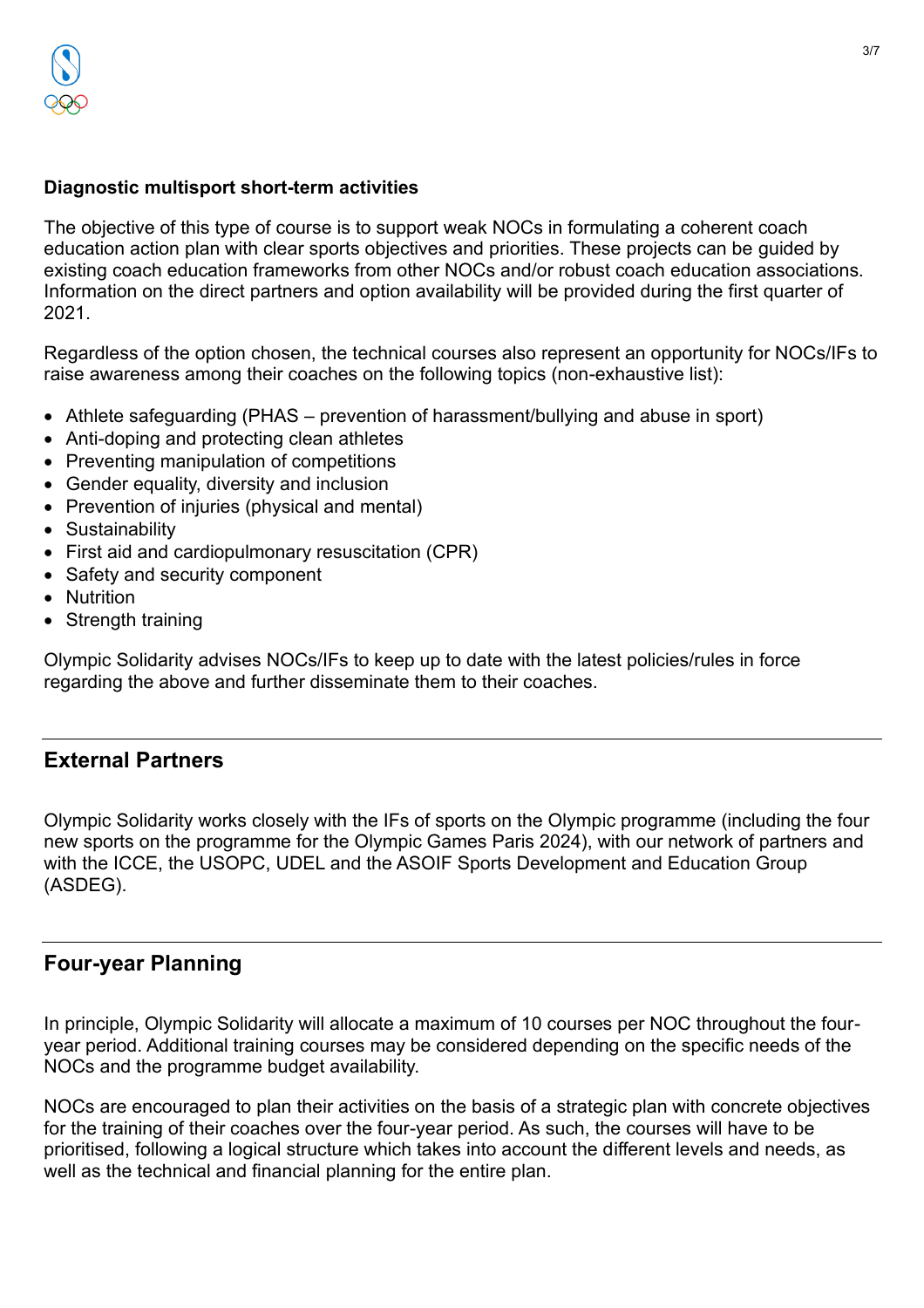**Diagnostic multisport short-term activities**

The objective of this type of course is to support weak NOCs in formulating a coherent coach education action plan with clear sports objectives and priorities. These projects can be guided by existing coach education frameworks from other NOCs and/or robust coach education associations. Information on the direct partners and option availability will be provided during the first quarter of 2021.

Regardless of the option chosen, the technical courses also represent an opportunity for NOCs/IFs to raise awareness among their coaches on the following topics (non-exhaustive list):

- Athlete safeguarding (PHAS – prevention of harassment/bullying and abuse in sport)
- Anti-doping and protecting clean athletes
- Preventing manipulation of competitions
- Gender equality, diversity and inclusion
- Prevention of injuries (physical and mental)
- Sustainability
- First aid and cardiopulmonary resuscitation (CPR)
- Safety and security component
- Nutrition
- Strength training

Olympic Solidarity advises NOCs/IFs to keep up to date with the latest policies/rules in force regarding the above and further disseminate them to their coaches.

## External Partners

Olympic Solidarity works closely with the IFs of sports on the Olympic programme (including the four new sports on the programme for the Olympic Games Paris 2024), with our network of partners and with the ICCE, the USOPC, UDEL and the ASOIF Sports Development and Education Group (ASDEG).

## Four-year Planning

In principle, Olympic Solidarity will allocate a maximum of 10 courses per NOC throughout the four-year period. Additional training courses may be considered depending on the specific needs of the NOCs and the programme budget availability.

NOCs are encouraged to plan their activities on the basis of a strategic plan with concrete objectives for the training of their coaches over the four-year period. As such, the courses will have to be prioritised, following a logical structure which takes into account the different levels and needs, as well as the technical and financial planning for the entire plan.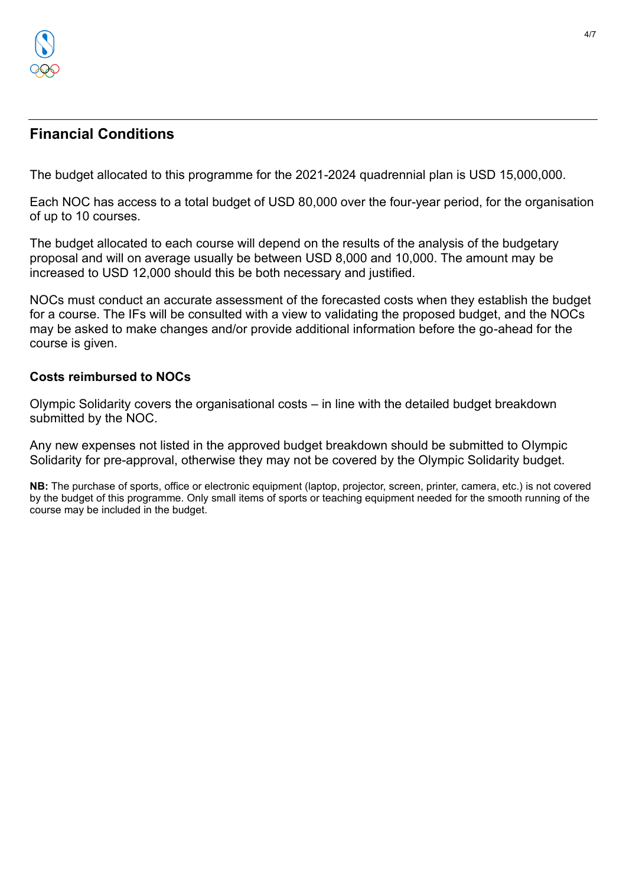## Financial Conditions

The budget allocated to this programme for the 2021-2024 quadrennial plan is USD 15,000,000.

Each NOC has access to a total budget of USD 80,000 over the four-year period, for the organisation of up to 10 courses.

The budget allocated to each course will depend on the results of the analysis of the budgetary proposal and will on average usually be between USD 8,000 and 10,000. The amount may be increased to USD 12,000 should this be both necessary and justified.

NOCs must conduct an accurate assessment of the forecasted costs when they establish the budget for a course. The IFs will be consulted with a view to validating the proposed budget, and the NOCs may be asked to make changes and/or provide additional information before the go-ahead for the course is given.

### Costs reimbursed to NOCs

Olympic Solidarity covers the organisational costs – in line with the detailed budget breakdown submitted by the NOC.

Any new expenses not listed in the approved budget breakdown should be submitted to Olympic Solidarity for pre-approval, otherwise they may not be covered by the Olympic Solidarity budget.

**NB:** The purchase of sports, office or electronic equipment (laptop, projector, screen, printer, camera, etc.) is not covered by the budget of this programme. Only small items of sports or teaching equipment needed for the smooth running of the course may be included in the budget.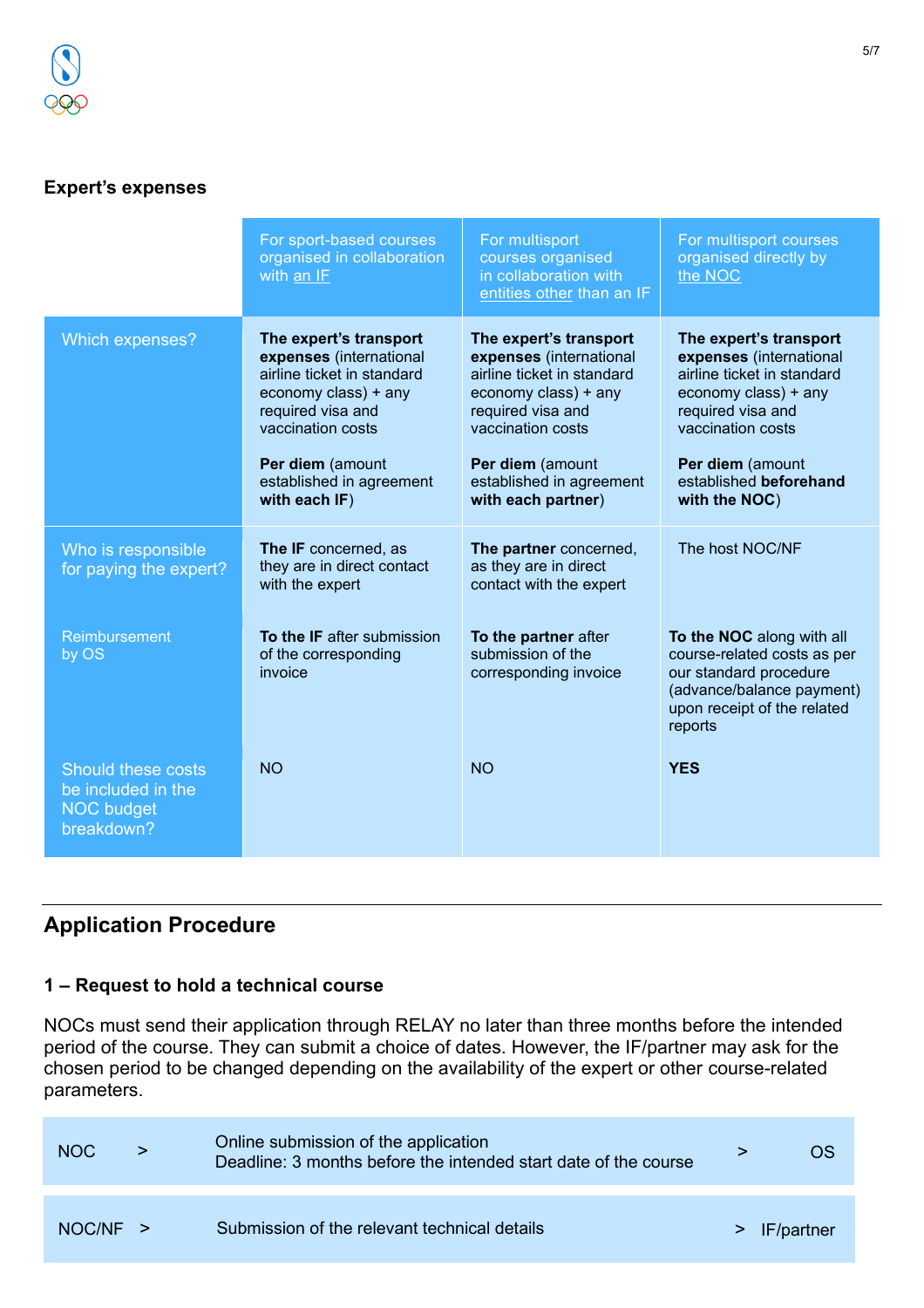### Expert's expenses

| | For sport-based courses organised in collaboration with an IF | For multisport courses organised in collaboration with entities other than an IF | For multisport courses organised directly by the NOC |
|---|---|---|---|
| Which expenses? | **The expert's transport expenses** (international airline ticket in standard economy class) + any required visa and vaccination costs<br><br>**Per diem** (amount established in agreement **with each IF**) | **The expert's transport expenses** (international airline ticket in standard economy class) + any required visa and vaccination costs<br><br>**Per diem** (amount established in agreement **with each partner**) | **The expert's transport expenses** (international airline ticket in standard economy class) + any required visa and vaccination costs<br><br>**Per diem** (amount established **beforehand with the NOC**) |
| Who is responsible for paying the expert? | **The IF** concerned, as they are in direct contact with the expert | **The partner** concerned, as they are in direct contact with the expert | The host NOC/NF |
| Reimbursement by OS | **To the IF** after submission of the corresponding invoice | **To the partner** after submission of the corresponding invoice | **To the NOC** along with all course-related costs as per our standard procedure (advance/balance payment) upon receipt of the related reports |
| Should these costs be included in the NOC budget breakdown? | NO | NO | **YES** |

---

## Application Procedure

### 1 – Request to hold a technical course

NOCs must send their application through RELAY no later than three months before the intended period of the course. They can submit a choice of dates. However, the IF/partner may ask for the chosen period to be changed depending on the availability of the expert or other course-related parameters.

| | | | | |
|---|---|---|---|---|
| NOC | > | Online submission of the application<br>Deadline: 3 months before the intended start date of the course | > | OS |
| NOC/NF | > | Submission of the relevant technical details | > | IF/partner |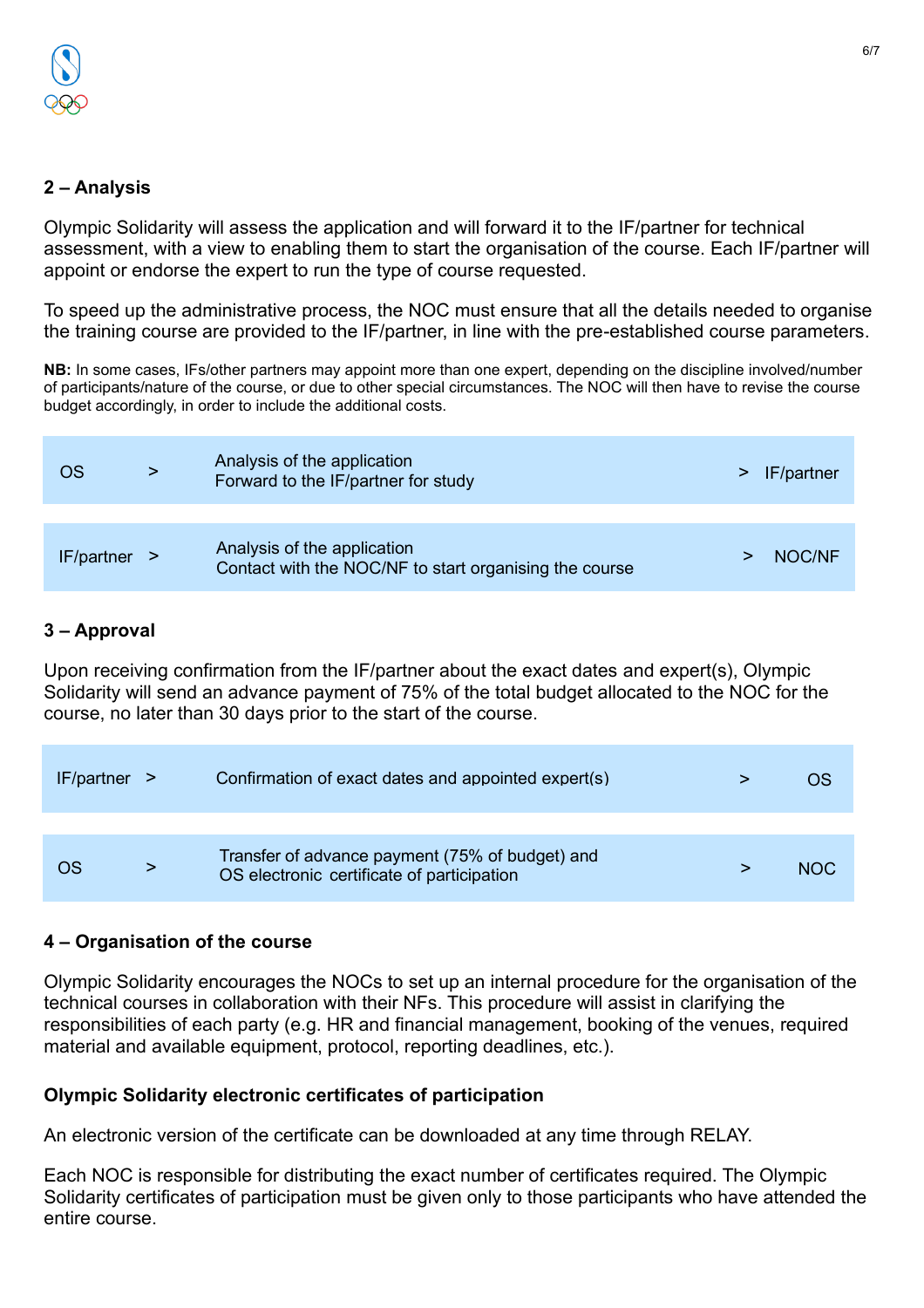## 2 – Analysis

Olympic Solidarity will assess the application and will forward it to the IF/partner for technical assessment, with a view to enabling them to start the organisation of the course. Each IF/partner will appoint or endorse the expert to run the type of course requested.

To speed up the administrative process, the NOC must ensure that all the details needed to organise the training course are provided to the IF/partner, in line with the pre-established course parameters.

**NB:** In some cases, IFs/other partners may appoint more than one expert, depending on the discipline involved/number of participants/nature of the course, or due to other special circumstances. The NOC will then have to revise the course budget accordingly, in order to include the additional costs.

| | | | | |
|---|---|---|---|---|
| OS | > | Analysis of the application<br>Forward to the IF/partner for study | > | IF/partner |
| IF/partner | > | Analysis of the application<br>Contact with the NOC/NF to start organising the course | > | NOC/NF |

## 3 – Approval

Upon receiving confirmation from the IF/partner about the exact dates and expert(s), Olympic Solidarity will send an advance payment of 75% of the total budget allocated to the NOC for the course, no later than 30 days prior to the start of the course.

| | | | | |
|---|---|---|---|---|
| IF/partner | > | Confirmation of exact dates and appointed expert(s) | > | OS |
| OS | > | Transfer of advance payment (75% of budget) and<br>OS electronic certificate of participation | > | NOC |

## 4 – Organisation of the course

Olympic Solidarity encourages the NOCs to set up an internal procedure for the organisation of the technical courses in collaboration with their NFs. This procedure will assist in clarifying the responsibilities of each party (e.g. HR and financial management, booking of the venues, required material and available equipment, protocol, reporting deadlines, etc.).

### Olympic Solidarity electronic certificates of participation

An electronic version of the certificate can be downloaded at any time through RELAY.

Each NOC is responsible for distributing the exact number of certificates required. The Olympic Solidarity certificates of participation must be given only to those participants who have attended the entire course.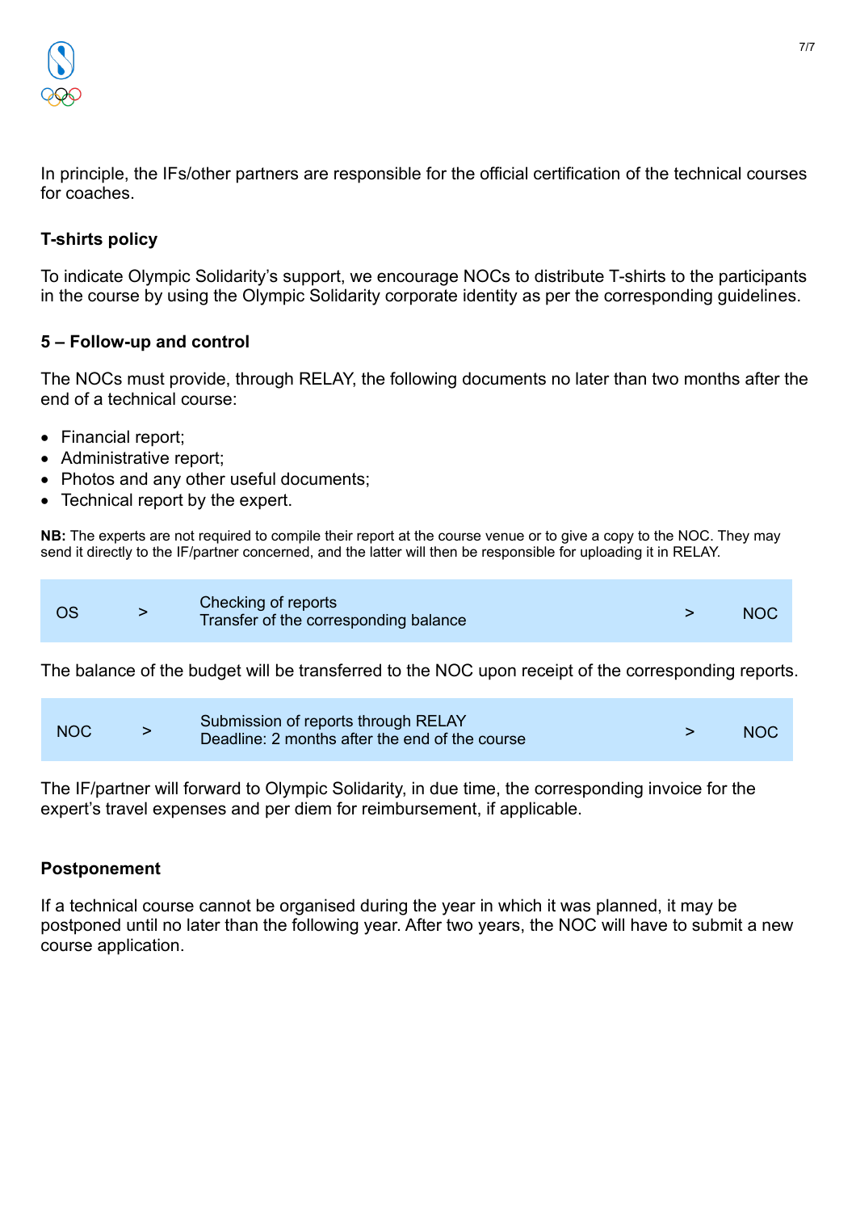In principle, the IFs/other partners are responsible for the official certification of the technical courses for coaches.

**T-shirts policy**

To indicate Olympic Solidarity's support, we encourage NOCs to distribute T-shirts to the participants in the course by using the Olympic Solidarity corporate identity as per the corresponding guidelines.

**5 – Follow-up and control**

The NOCs must provide, through RELAY, the following documents no later than two months after the end of a technical course:

- Financial report;
- Administrative report;
- Photos and any other useful documents;
- Technical report by the expert.

**NB:** The experts are not required to compile their report at the course venue or to give a copy to the NOC. They may send it directly to the IF/partner concerned, and the latter will then be responsible for uploading it in RELAY.

| | | | | |
|---|---|---|---|---|
| OS | > | Checking of reports<br>Transfer of the corresponding balance | > | NOC |

The balance of the budget will be transferred to the NOC upon receipt of the corresponding reports.

| | | | | |
|---|---|---|---|---|
| NOC | > | Submission of reports through RELAY<br>Deadline: 2 months after the end of the course | > | NOC |

The IF/partner will forward to Olympic Solidarity, in due time, the corresponding invoice for the expert's travel expenses and per diem for reimbursement, if applicable.

**Postponement**

If a technical course cannot be organised during the year in which it was planned, it may be postponed until no later than the following year. After two years, the NOC will have to submit a new course application.